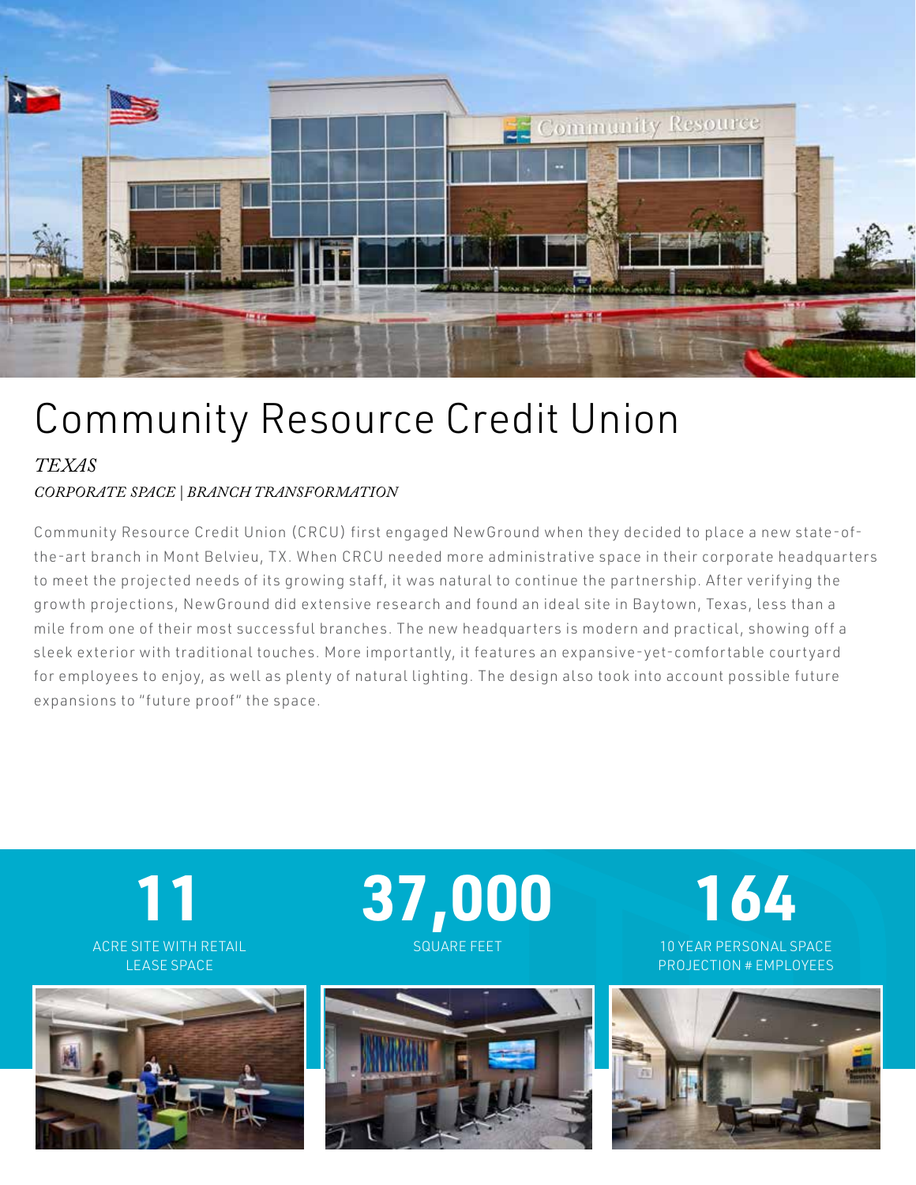# Community Resource Credit Union

*TEXAS*

*CORPORATE SPACE | BRANCH TRANSFORMATION*

Community Resource Credit Union (CRCU) first engaged NewGround when they decided to place a new state-of-the-art branch in Mont Belvieu, TX. When CRCU needed more administrative space in their corporate headquarters to meet the projected needs of its growing staff, it was natural to continue the partnership. After verifying the growth projections, NewGround did extensive research and found an ideal site in Baytown, Texas, less than a mile from one of their most successful branches. The new headquarters is modern and practical, showing off a sleek exterior with traditional touches. More importantly, it features an expansive-yet-comfortable courtyard for employees to enjoy, as well as plenty of natural lighting. The design also took into account possible future expansions to "future proof" the space.

**11**
ACRE SITE WITH RETAIL LEASE SPACE

**37,000**
SQUARE FEET

**164**
10 YEAR PERSONAL SPACE PROJECTION # EMPLOYEES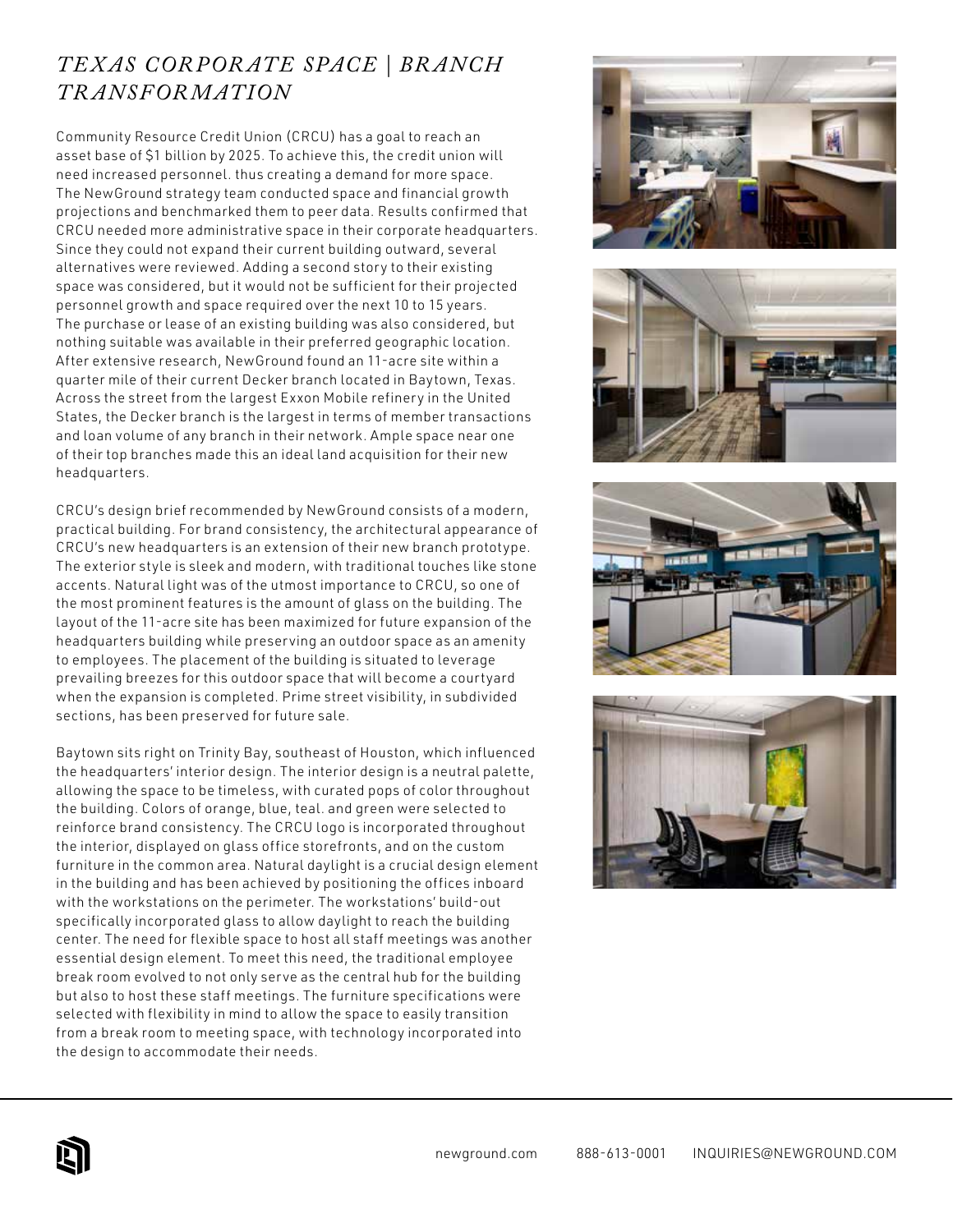# *TEXAS CORPORATE SPACE | BRANCH TRANSFORMATION*

Community Resource Credit Union (CRCU) has a goal to reach an asset base of $1 billion by 2025. To achieve this, the credit union will need increased personnel. thus creating a demand for more space. The NewGround strategy team conducted space and financial growth projections and benchmarked them to peer data. Results confirmed that CRCU needed more administrative space in their corporate headquarters. Since they could not expand their current building outward, several alternatives were reviewed. Adding a second story to their existing space was considered, but it would not be sufficient for their projected personnel growth and space required over the next 10 to 15 years. The purchase or lease of an existing building was also considered, but nothing suitable was available in their preferred geographic location. After extensive research, NewGround found an 11-acre site within a quarter mile of their current Decker branch located in Baytown, Texas. Across the street from the largest Exxon Mobile refinery in the United States, the Decker branch is the largest in terms of member transactions and loan volume of any branch in their network. Ample space near one of their top branches made this an ideal land acquisition for their new headquarters.

CRCU's design brief recommended by NewGround consists of a modern, practical building. For brand consistency, the architectural appearance of CRCU's new headquarters is an extension of their new branch prototype. The exterior style is sleek and modern, with traditional touches like stone accents. Natural light was of the utmost importance to CRCU, so one of the most prominent features is the amount of glass on the building. The layout of the 11-acre site has been maximized for future expansion of the headquarters building while preserving an outdoor space as an amenity to employees. The placement of the building is situated to leverage prevailing breezes for this outdoor space that will become a courtyard when the expansion is completed. Prime street visibility, in subdivided sections, has been preserved for future sale.

Baytown sits right on Trinity Bay, southeast of Houston, which influenced the headquarters' interior design. The interior design is a neutral palette, allowing the space to be timeless, with curated pops of color throughout the building. Colors of orange, blue, teal. and green were selected to reinforce brand consistency. The CRCU logo is incorporated throughout the interior, displayed on glass office storefronts, and on the custom furniture in the common area. Natural daylight is a crucial design element in the building and has been achieved by positioning the offices inboard with the workstations on the perimeter. The workstations' build-out specifically incorporated glass to allow daylight to reach the building center. The need for flexible space to host all staff meetings was another essential design element. To meet this need, the traditional employee break room evolved to not only serve as the central hub for the building but also to host these staff meetings. The furniture specifications were selected with flexibility in mind to allow the space to easily transition from a break room to meeting space, with technology incorporated into the design to accommodate their needs.